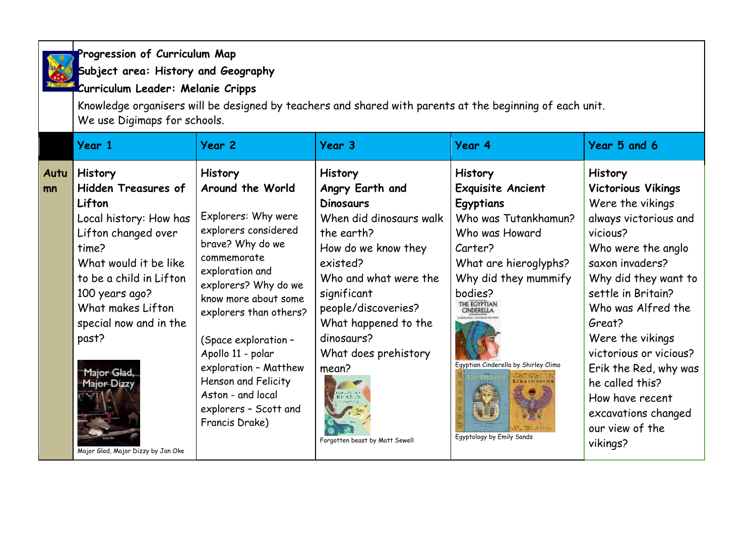**Progression of Curriculum Map**

**Subject area: History and Geography**

**Curriculum Leader: Melanie Cripps**

Knowledge organisers will be designed by teachers and shared with parents at the beginning of each unit.
We use Digimaps for schools.

| | Year 1 | Year 2 | Year 3 | Year 4 | Year 5 and 6 |
|---|---|---|---|---|---|
| **Autumn** | **History**<br>**Hidden Treasures of Lifton**<br>Local history: How has Lifton changed over time?<br>What would it be like to be a child in Lifton 100 years ago?<br>What makes Lifton special now and in the past?<br>Major Glad, Major Dizzy by Jan Oke | **History**<br>**Around the World**<br>Explorers: Why were explorers considered brave? Why do we commemorate exploration and explorers? Why do we know more about some explorers than others?<br>(Space exploration – Apollo 11 - polar exploration – Matthew Henson and Felicity Aston - and local explorers – Scott and Francis Drake) | **History**<br>**Angry Earth and Dinosaurs**<br>When did dinosaurs walk the earth?<br>How do we know they existed?<br>Who and what were the significant people/discoveries?<br>What happened to the dinosaurs?<br>What does prehistory mean?<br>Forgotten beast by Matt Sewell | **History**<br>**Exquisite Ancient Egyptians**<br>Who was Tutankhamun?<br>Who was Howard Carter?<br>What are hieroglyphs?<br>Why did they mummify bodies?<br>Egyptian Cinderella by Shirley Climo<br>Egyptology by Emily Sands | **History**<br>**Victorious Vikings**<br>Were the vikings always victorious and vicious?<br>Who were the anglo saxon invaders?<br>Why did they want to settle in Britain?<br>Who was Alfred the Great?<br>Were the vikings victorious or vicious?<br>Erik the Red, why was he called this?<br>How have recent excavations changed our view of the vikings? |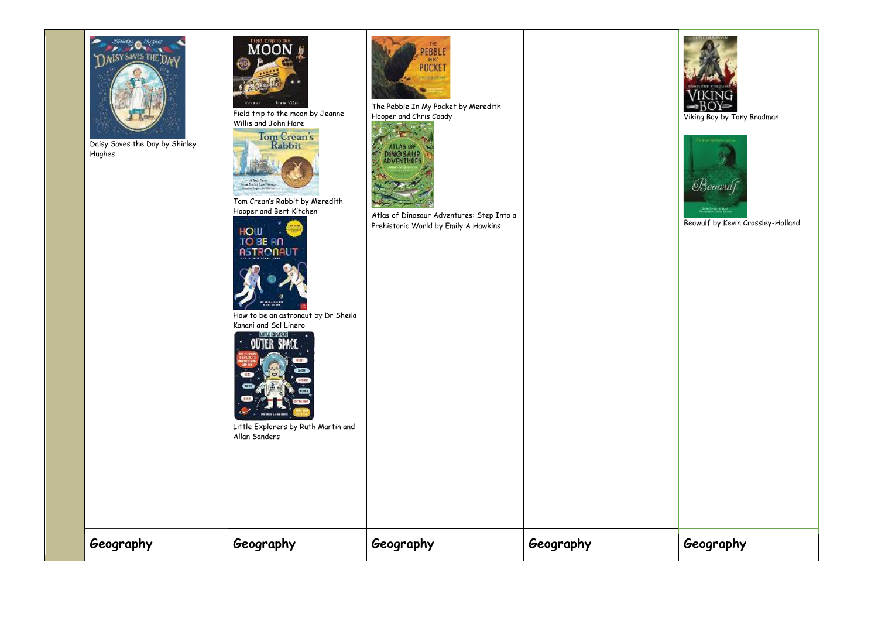| | | | | | |
|---|---|---|---|---|---|
| | Daisy Saves the Day by Shirley Hughes | Field trip to the moon by Jeanne Willis and John Hare<br><br>Tom Crean's Rabbit by Meredith Hooper and Bert Kitchen<br><br>How to be an astronaut by Dr Sheila Kanani and Sol Linero<br><br>Little Explorers by Ruth Martin and Allan Sanders | The Pebble In My Pocket by Meredith Hooper and Chris Coady<br><br>Atlas of Dinosaur Adventures: Step Into a Prehistoric World by Emily A Hawkins | | Viking Boy by Tony Bradman<br><br>Beowulf by Kevin Crossley-Holland |
| | **Geography** | **Geography** | **Geography** | **Geography** | **Geography** |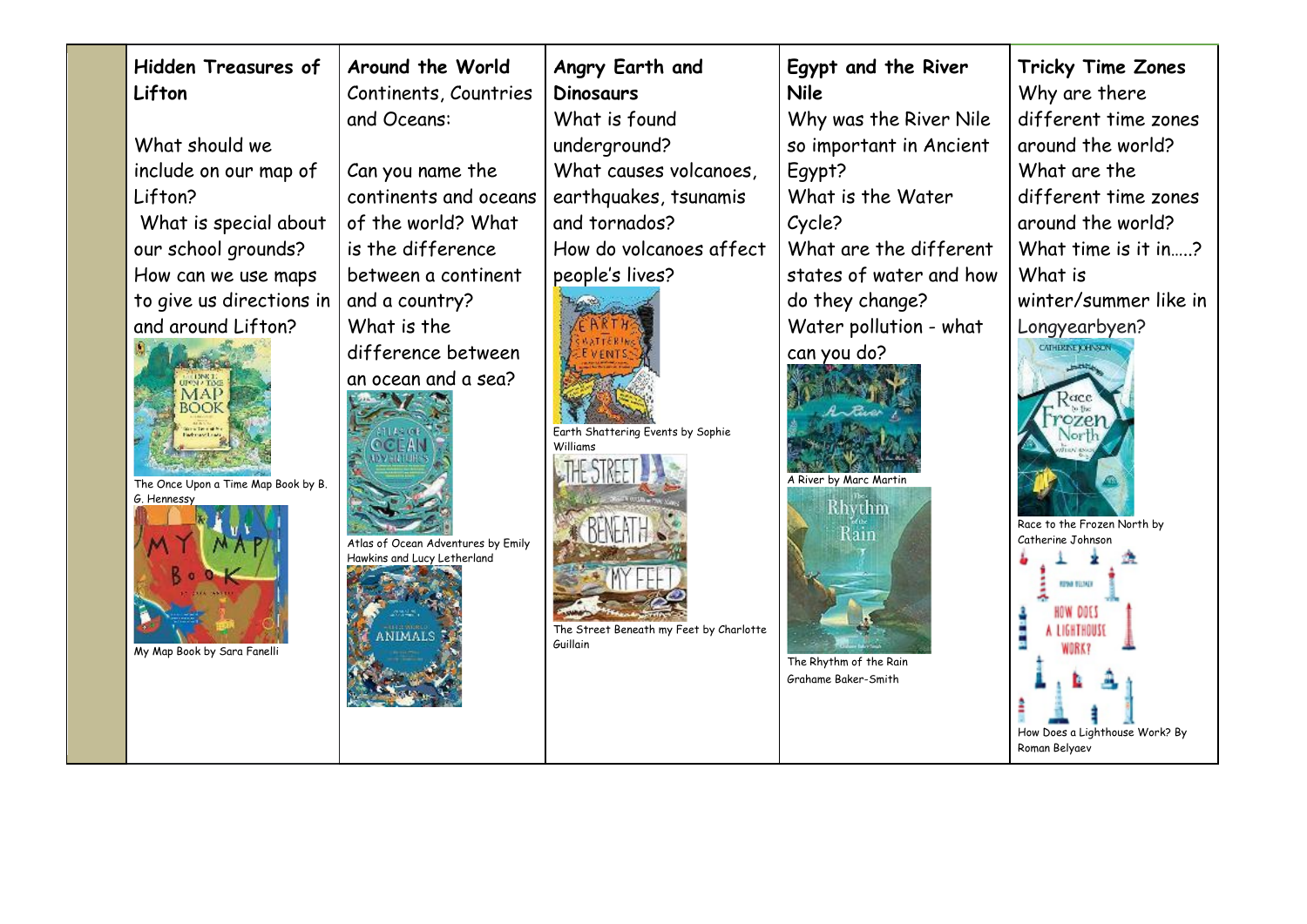| | Hidden Treasures of Lifton | Around the World | Angry Earth and Dinosaurs | Egypt and the River Nile | Tricky Time Zones |
|---|---|---|---|---|---|
| | What should we include on our map of Lifton?<br>What is special about our school grounds?<br>How can we use maps to give us directions in and around Lifton?<br>The Once Upon a Time Map Book by B. G. Hennessy<br>My Map Book by Sara Fanelli | Continents, Countries and Oceans:<br>Can you name the continents and oceans of the world? What is the difference between a continent and a country?<br>What is the difference between an ocean and a sea?<br>Atlas of Ocean Adventures by Emily Hawkins and Lucy Letherland | What is found underground?<br>What causes volcanoes, earthquakes, tsunamis and tornados?<br>How do volcanoes affect people's lives?<br>Earth Shattering Events by Sophie Williams<br>The Street Beneath my Feet by Charlotte Guillain | Why was the River Nile so important in Ancient Egypt?<br>What is the Water Cycle?<br>What are the different states of water and how do they change?<br>Water pollution - what can you do?<br>A River by Marc Martin<br>The Rhythm of the Rain Grahame Baker-Smith | Why are there different time zones around the world?<br>What are the different time zones around the world?<br>What time is it in…..?<br>What is winter/summer like in Longyearbyen?<br>Race to the Frozen North by Catherine Johnson<br>How Does a Lighthouse Work? By Roman Belyaev |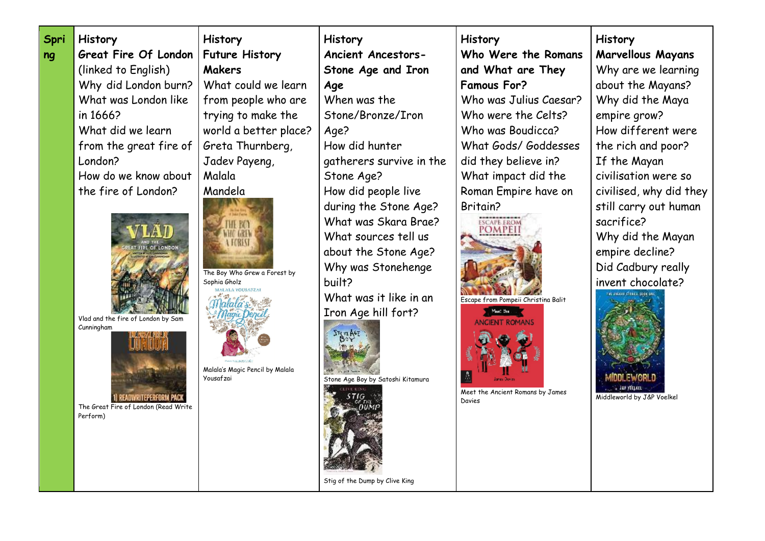| Spring | History<br>**Great Fire Of London** (linked to English)<br>Why did London burn?<br>What was London like in 1666?<br>What did we learn from the great fire of London?<br>How do we know about the fire of London?<br><br>Vlad and the fire of London by Sam Cunningham<br><br>The Great Fire of London (Read Write Perform) | History<br>**Future History Makers**<br>What could we learn from people who are trying to make the world a better place?<br>Greta Thurnberg, Jadev Payeng, Malala<br>Mandela<br><br>The Boy Who Grew a Forest by Sophia Gholz<br><br>Malala's Magic Pencil by Malala Yousafzai | History<br>**Ancient Ancestors-Stone Age and Iron Age**<br>When was the Stone/Bronze/Iron Age?<br>How did hunter gatherers survive in the Stone Age?<br>How did people live during the Stone Age?<br>What was Skara Brae?<br>What sources tell us about the Stone Age?<br>Why was Stonehenge built?<br>What was it like in an Iron Age hill fort?<br><br>Stone Age Boy by Satoshi Kitamura<br><br>Stig of the Dump by Clive King | History<br>**Who Were the Romans and What are They Famous For?**<br>Who was Julius Caesar?<br>Who were the Celts?<br>Who was Boudicca?<br>What Gods/ Goddesses did they believe in?<br>What impact did the Roman Empire have on Britain?<br><br>Escape from Pompeii Christina Balit<br><br>Meet the Ancient Romans by James Davies | History<br>**Marvellous Mayans**<br>Why are we learning about the Mayans?<br>Why did the Maya empire grow?<br>How different were the rich and poor?<br>If the Mayan civilisation were so civilised, why did they still carry out human sacrifice?<br>Why did the Mayan empire decline?<br>Did Cadbury really invent chocolate?<br><br>Middleworld by J&P Voelkel |
|---|---|---|---|---|---|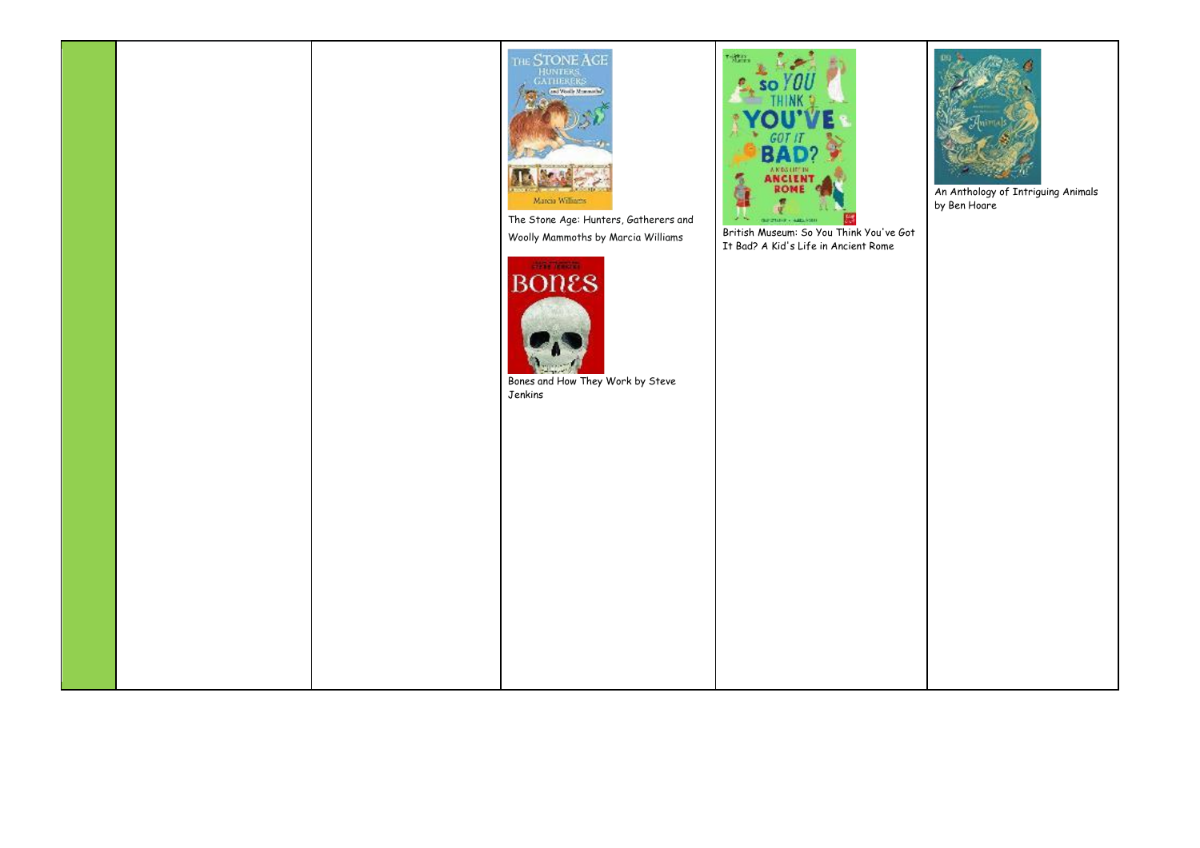|  |  |  | The Stone Age: Hunters, Gatherers and Woolly Mammoths by Marcia Williams<br><br>Bones and How They Work by Steve Jenkins | British Museum: So You Think You've Got It Bad? A Kid's Life in Ancient Rome | An Anthology of Intriguing Animals by Ben Hoare |
|---|---|---|---|---|---|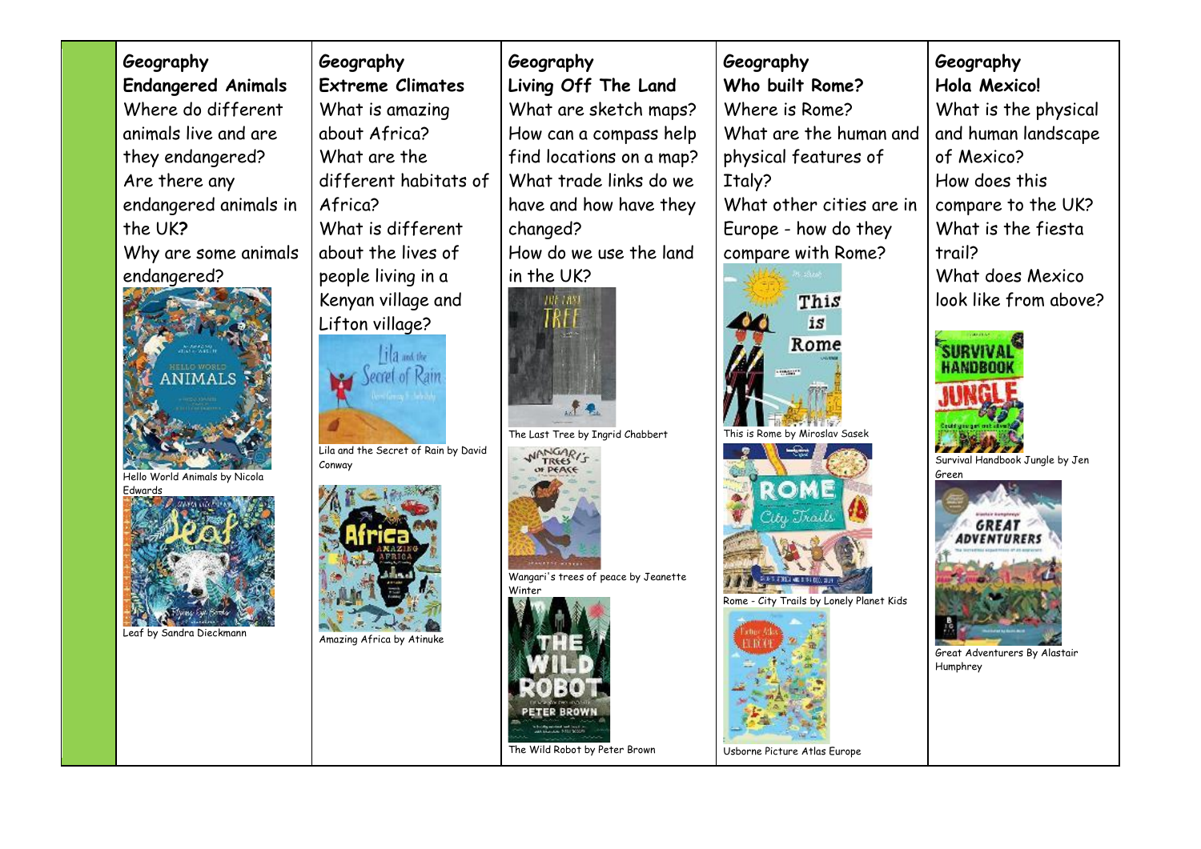| | Geography<br>**Endangered Animals** | Geography<br>**Extreme Climates** | Geography<br>**Living Off The Land** | Geography<br>**Who built Rome?** | Geography<br>**Hola Mexico!** |
|---|---|---|---|---|---|
| | Where do different animals live and are they endangered?<br>Are there any endangered animals in the UK?<br>Why are some animals endangered? | What is amazing about Africa?<br>What are the different habitats of Africa?<br>What is different about the lives of people living in a Kenyan village and Lifton village? | What are sketch maps?<br>How can a compass help find locations on a map?<br>What trade links do we have and how have they changed?<br>How do we use the land in the UK? | Where is Rome?<br>What are the human and physical features of Italy?<br>What other cities are in Europe - how do they compare with Rome? | What is the physical and human landscape of Mexico?<br>How does this compare to the UK?<br>What is the fiesta trail?<br>What does Mexico look like from above? |
| | Hello World Animals by Nicola Edwards<br>Leaf by Sandra Dieckmann | Lila and the Secret of Rain by David Conway<br>Amazing Africa by Atinuke | The Last Tree by Ingrid Chabbert<br>Wangari's trees of peace by Jeanette Winter<br>The Wild Robot by Peter Brown | This is Rome by Miroslav Sasek<br>Rome - City Trails by Lonely Planet Kids<br>Usborne Picture Atlas Europe | Survival Handbook Jungle by Jen Green<br>Great Adventurers By Alastair Humphrey |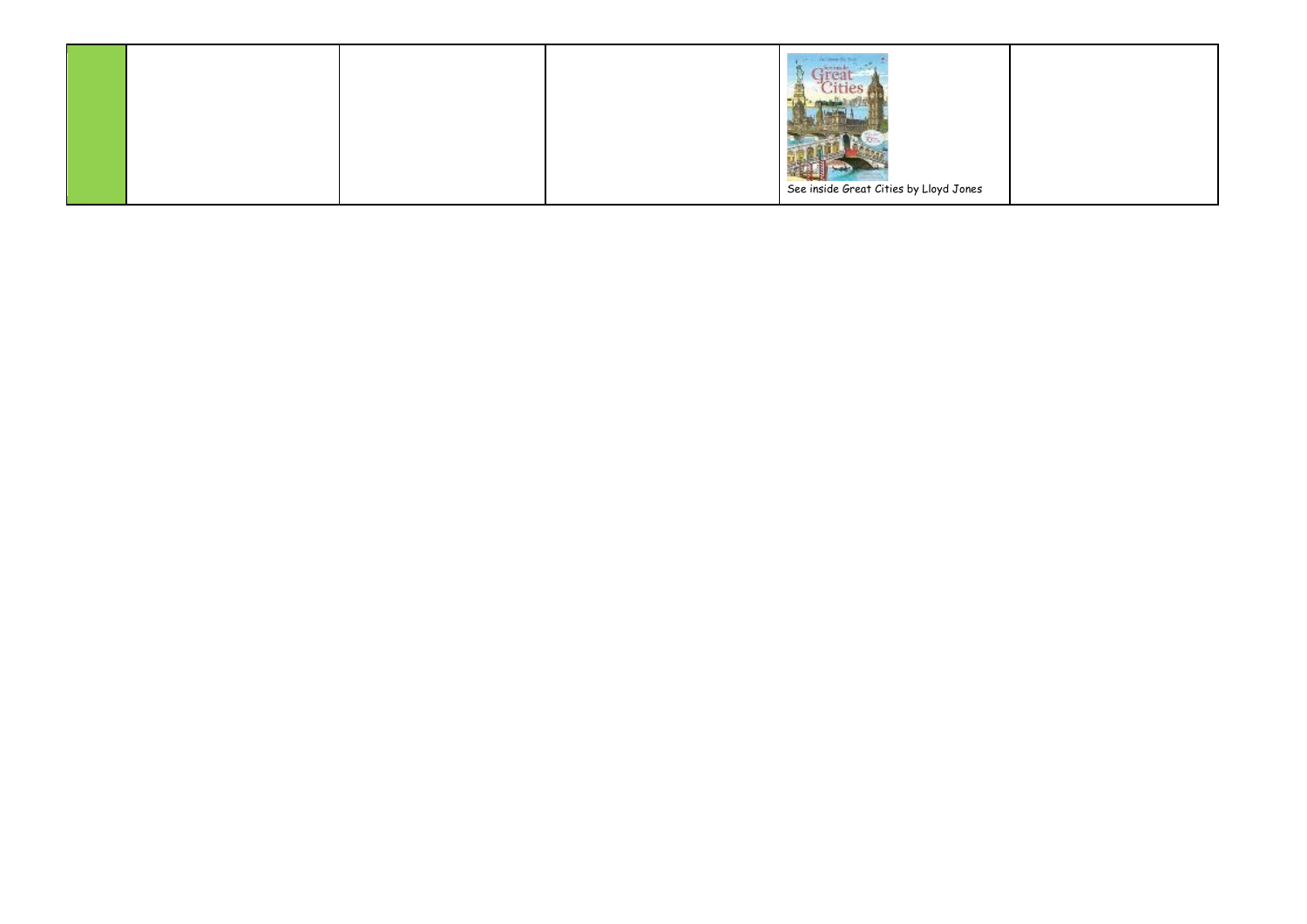| | | | | | |
|---|---|---|---|---|---|
| | | | | See inside Great Cities by Lloyd Jones | |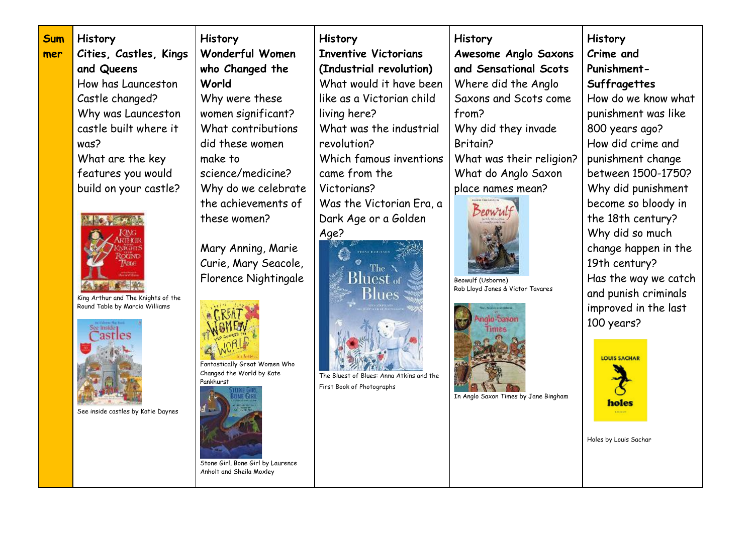| Summer | History<br>**Cities, Castles, Kings and Queens**<br>How has Launceston Castle changed?<br>Why was Launceston castle built where it was?<br>What are the key features you would build on your castle?<br><br>King Arthur and The Knights of the Round Table by Marcia Williams<br><br>See inside castles by Katie Daynes | History<br>**Wonderful Women who Changed the World**<br>Why were these women significant?<br>What contributions did these women make to science/medicine?<br>Why do we celebrate the achievements of these women?<br><br>Mary Anning, Marie Curie, Mary Seacole, Florence Nightingale<br><br>Fantastically Great Women Who Changed the World by Kate Pankhurst<br><br>Stone Girl, Bone Girl by Laurence Anholt and Sheila Moxley | History<br>**Inventive Victorians (Industrial revolution)**<br>What would it have been like as a Victorian child living here?<br>What was the industrial revolution?<br>Which famous inventions came from the Victorians?<br>Was the Victorian Era, a Dark Age or a Golden Age?<br><br>The Bluest of Blues: Anna Atkins and the First Book of Photographs | History<br>**Awesome Anglo Saxons and Sensational Scots**<br>Where did the Anglo Saxons and Scots come from?<br>Why did they invade Britain?<br>What was their religion?<br>What do Anglo Saxon place names mean?<br><br>Beowulf (Usborne)<br>Rob Lloyd Jones & Victor Tavares<br><br>In Anglo Saxon Times by Jane Bingham | History<br>**Crime and Punishment- Suffragettes**<br>How do we know what punishment was like 800 years ago?<br>How did crime and punishment change between 1500-1750?<br>Why did punishment become so bloody in the 18th century?<br>Why did so much change happen in the 19th century?<br>Has the way we catch and punish criminals improved in the last 100 years?<br><br>Holes by Louis Sachar |
|---|---|---|---|---|---|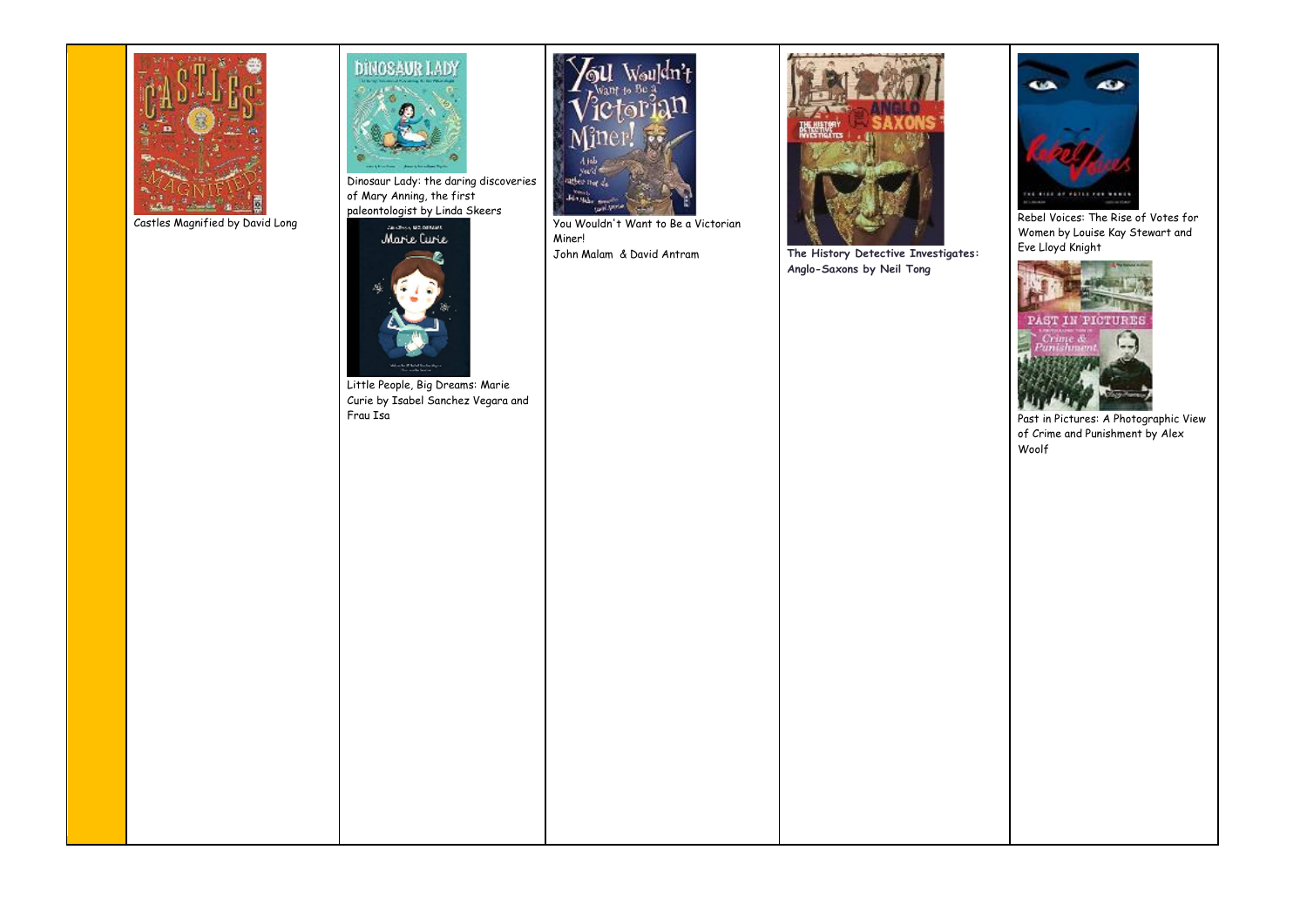|  | Castles Magnified by David Long | Dinosaur Lady: the daring discoveries of Mary Anning, the first paleontologist by Linda Skeers<br><br>Little People, Big Dreams: Marie Curie by Isabel Sanchez Vegara and Frau Isa | You Wouldn't Want to Be a Victorian Miner!<br>John Malam & David Antram | **The History Detective Investigates: Anglo-Saxons by Neil Tong** | Rebel Voices: The Rise of Votes for Women by Louise Kay Stewart and Eve Lloyd Knight<br><br>Past in Pictures: A Photographic View of Crime and Punishment by Alex Woolf |
| --- | --- | --- | --- | --- | --- |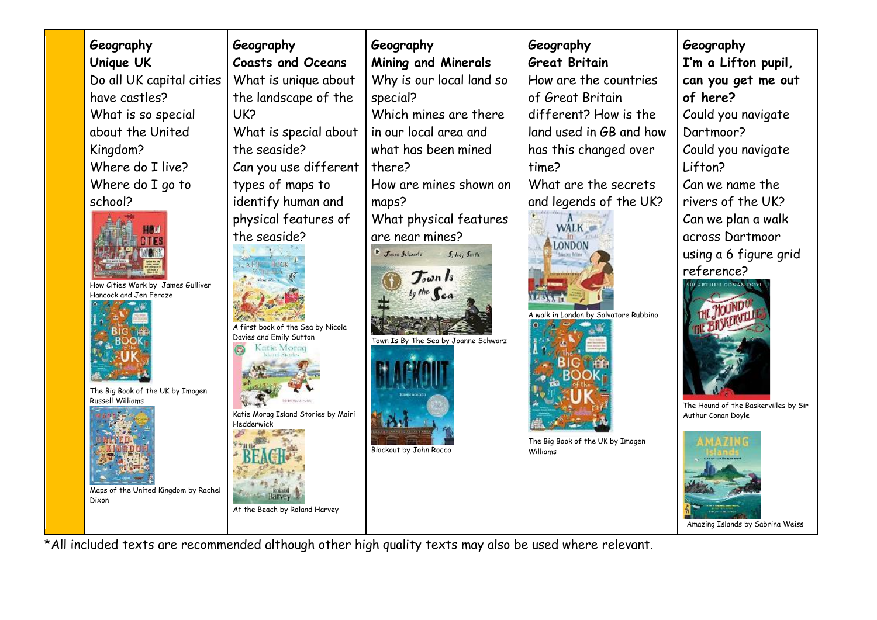| | Geography<br>Unique UK | Geography<br>Coasts and Oceans | Geography<br>Mining and Minerals | Geography<br>Great Britain | Geography<br>**I'm a Lifton pupil, can you get me out of here?** |
|---|---|---|---|---|---|
| | Do all UK capital cities have castles?<br>What is so special about the United Kingdom?<br>Where do I live?<br>Where do I go to school?<br>How Cities Work by James Gulliver Hancock and Jen Feroze<br>The Big Book of the UK by Imogen Russell Williams<br>Maps of the United Kingdom by Rachel Dixon | What is unique about the landscape of the UK?<br>What is special about the seaside?<br>Can you use different types of maps to identify human and physical features of the seaside?<br>A first book of the Sea by Nicola Davies and Emily Sutton<br>Katie Morag Island Stories by Mairi Hedderwick<br>At the Beach by Roland Harvey | Why is our local land so special?<br>Which mines are there in our local area and what has been mined there?<br>How are mines shown on maps?<br>What physical features are near mines?<br>Town Is By The Sea by Joanne Schwarz<br>Blackout by John Rocco | How are the countries of Great Britain different? How is the land used in GB and how has this changed over time?<br>What are the secrets and legends of the UK?<br>A walk in London by Salvatore Rubbino<br>The Big Book of the UK by Imogen Williams | Could you navigate Dartmoor?<br>Could you navigate Lifton?<br>Can we name the rivers of the UK?<br>Can we plan a walk across Dartmoor using a 6 figure grid reference?<br>The Hound of the Baskervilles by Sir Authur Conan Doyle<br>Amazing Islands by Sabrina Weiss |

*All included texts are recommended although other high quality texts may also be used where relevant.